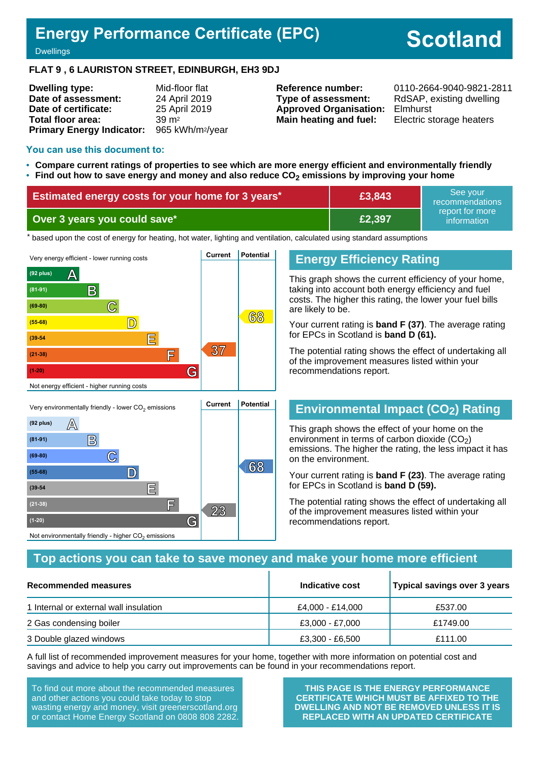# Energy Performance Certificate (EPC)

Dwellings

**Scotland**

**FLAT 9 , 6 LAURISTON STREET, EDINBURGH, EH3 9DJ**

| | | | |
|---|---|---|---|
| **Dwelling type:** | Mid-floor flat | **Reference number:** | 0110-2664-9040-9821-2811 |
| **Date of assessment:** | 24 April 2019 | **Type of assessment:** | RdSAP, existing dwelling |
| **Date of certificate:** | 25 April 2019 | **Approved Organisation:** | Elmhurst |
| **Total floor area:** | 39 m² | **Main heating and fuel:** | Electric storage heaters |
| **Primary Energy Indicator:** | 965 kWh/m²/year | | |

**You can use this document to:**

- **Compare current ratings of properties to see which are more energy efficient and environmentally friendly**
- **Find out how to save energy and money and also reduce $CO_2$ emissions by improving your home**

| | | |
|---|---|---|
| **Estimated energy costs for your home for 3 years*** | **£3,843** | See your recommendations report for more information |
| **Over 3 years you could save*** | **£2,397** | |

* based upon the cost of energy for heating, hot water, lighting and ventilation, calculated using standard assumptions

Very energy efficient - lower running costs

Current | Potential

(92 plus) A
(81-91) B
(69-80) C
(55-68) D
(39-54 E
(21-38) F
(1-20) G

68
37

Not energy efficient - higher running costs

## Energy Efficiency Rating

This graph shows the current efficiency of your home, taking into account both energy efficiency and fuel costs. The higher this rating, the lower your fuel bills are likely to be.

Your current rating is **band F (37)**. The average rating for EPCs in Scotland is **band D (61).**

The potential rating shows the effect of undertaking all of the improvement measures listed within your recommendations report.

Very environmentally friendly - lower $CO_2$ emissions

Current | Potential

(92 plus) A
(81-91) B
(69-80) C
(55-68) D
(39-54 E
(21-38) F
(1-20) G

68
23

Not environmentally friendly - higher $CO_2$ emissions

## Environmental Impact ($CO_2$) Rating

This graph shows the effect of your home on the environment in terms of carbon dioxide ($CO_2$) emissions. The higher the rating, the less impact it has on the environment.

Your current rating is **band F (23)**. The average rating for EPCs in Scotland is **band D (59).**

The potential rating shows the effect of undertaking all of the improvement measures listed within your recommendations report.

## Top actions you can take to save money and make your home more efficient

| Recommended measures | Indicative cost | Typical savings over 3 years |
|---|---|---|
| 1 Internal or external wall insulation | £4,000 - £14,000 | £537.00 |
| 2 Gas condensing boiler | £3,000 - £7,000 | £1749.00 |
| 3 Double glazed windows | £3,300 - £6,500 | £111.00 |

A full list of recommended improvement measures for your home, together with more information on potential cost and savings and advice to help you carry out improvements can be found in your recommendations report.

To find out more about the recommended measures and other actions you could take today to stop wasting energy and money, visit greenerscotland.org or contact Home Energy Scotland on 0808 808 2282.

**THIS PAGE IS THE ENERGY PERFORMANCE CERTIFICATE WHICH MUST BE AFFIXED TO THE DWELLING AND NOT BE REMOVED UNLESS IT IS REPLACED WITH AN UPDATED CERTIFICATE**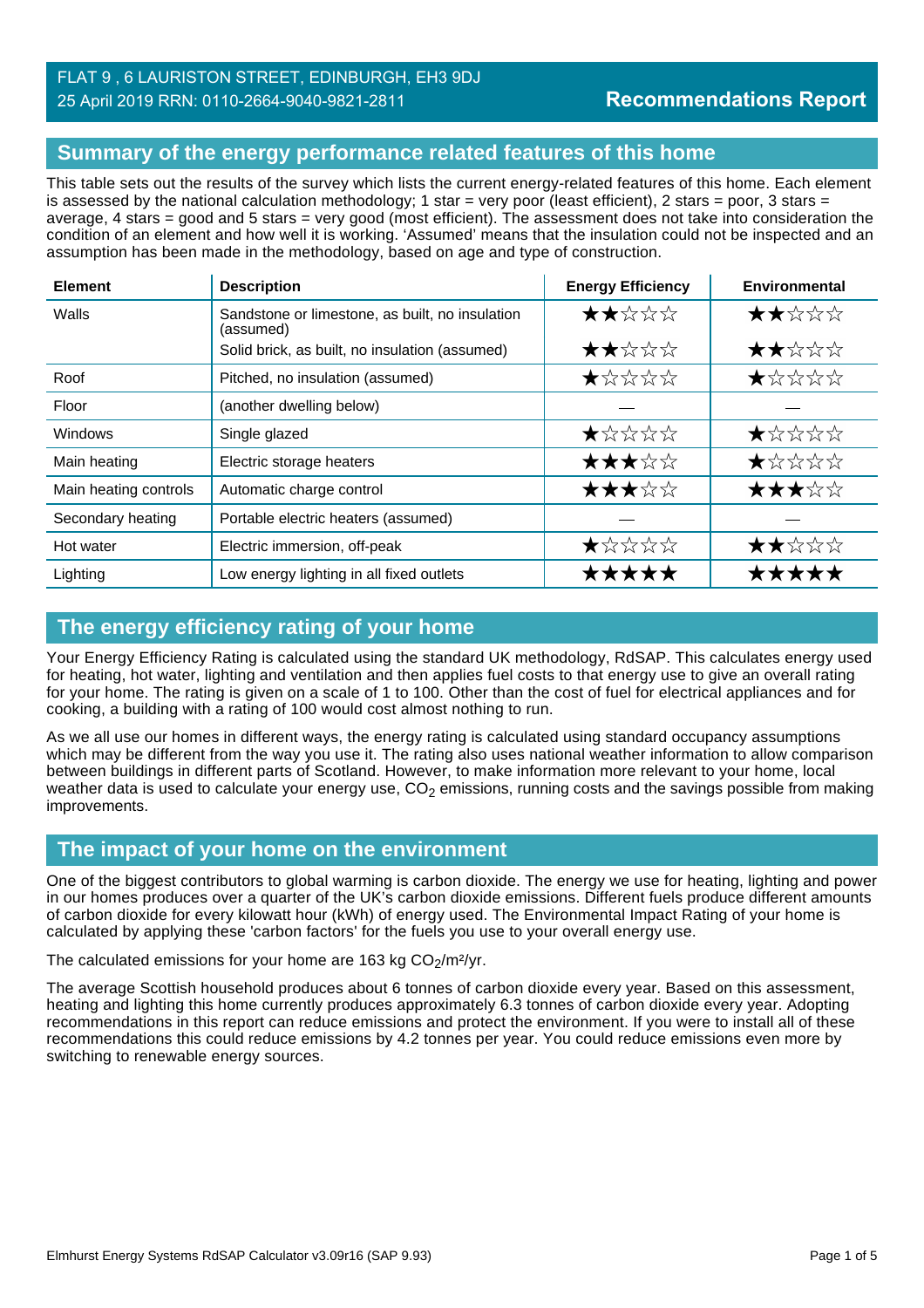FLAT 9 , 6 LAURISTON STREET, EDINBURGH, EH3 9DJ
25 April 2019 RRN: 0110-2664-9040-9821-2811

**Recommendations Report**

## Summary of the energy performance related features of this home

This table sets out the results of the survey which lists the current energy-related features of this home. Each element is assessed by the national calculation methodology; 1 star = very poor (least efficient), 2 stars = poor, 3 stars = average, 4 stars = good and 5 stars = very good (most efficient). The assessment does not take into consideration the condition of an element and how well it is working. 'Assumed' means that the insulation could not be inspected and an assumption has been made in the methodology, based on age and type of construction.

| Element | Description | Energy Efficiency | Environmental |
|---|---|---|---|
| Walls | Sandstone or limestone, as built, no insulation (assumed) | ★★☆☆☆ | ★★☆☆☆ |
| | Solid brick, as built, no insulation (assumed) | ★★☆☆☆ | ★★☆☆☆ |
| Roof | Pitched, no insulation (assumed) | ★☆☆☆☆ | ★☆☆☆☆ |
| Floor | (another dwelling below) | — | — |
| Windows | Single glazed | ★☆☆☆☆ | ★☆☆☆☆ |
| Main heating | Electric storage heaters | ★★★☆☆ | ★☆☆☆☆ |
| Main heating controls | Automatic charge control | ★★★☆☆ | ★★★☆☆ |
| Secondary heating | Portable electric heaters (assumed) | — | — |
| Hot water | Electric immersion, off-peak | ★☆☆☆☆ | ★★☆☆☆ |
| Lighting | Low energy lighting in all fixed outlets | ★★★★★ | ★★★★★ |

## The energy efficiency rating of your home

Your Energy Efficiency Rating is calculated using the standard UK methodology, RdSAP. This calculates energy used for heating, hot water, lighting and ventilation and then applies fuel costs to that energy use to give an overall rating for your home. The rating is given on a scale of 1 to 100. Other than the cost of fuel for electrical appliances and for cooking, a building with a rating of 100 would cost almost nothing to run.

As we all use our homes in different ways, the energy rating is calculated using standard occupancy assumptions which may be different from the way you use it. The rating also uses national weather information to allow comparison between buildings in different parts of Scotland. However, to make information more relevant to your home, local weather data is used to calculate your energy use, $CO_2$ emissions, running costs and the savings possible from making improvements.

## The impact of your home on the environment

One of the biggest contributors to global warming is carbon dioxide. The energy we use for heating, lighting and power in our homes produces over a quarter of the UK's carbon dioxide emissions. Different fuels produce different amounts of carbon dioxide for every kilowatt hour (kWh) of energy used. The Environmental Impact Rating of your home is calculated by applying these 'carbon factors' for the fuels you use to your overall energy use.

The calculated emissions for your home are 163 kg $CO_2/m^2/yr$.

The average Scottish household produces about 6 tonnes of carbon dioxide every year. Based on this assessment, heating and lighting this home currently produces approximately 6.3 tonnes of carbon dioxide every year. Adopting recommendations in this report can reduce emissions and protect the environment. If you were to install all of these recommendations this could reduce emissions by 4.2 tonnes per year. You could reduce emissions even more by switching to renewable energy sources.

Elmhurst Energy Systems RdSAP Calculator v3.09r16 (SAP 9.93)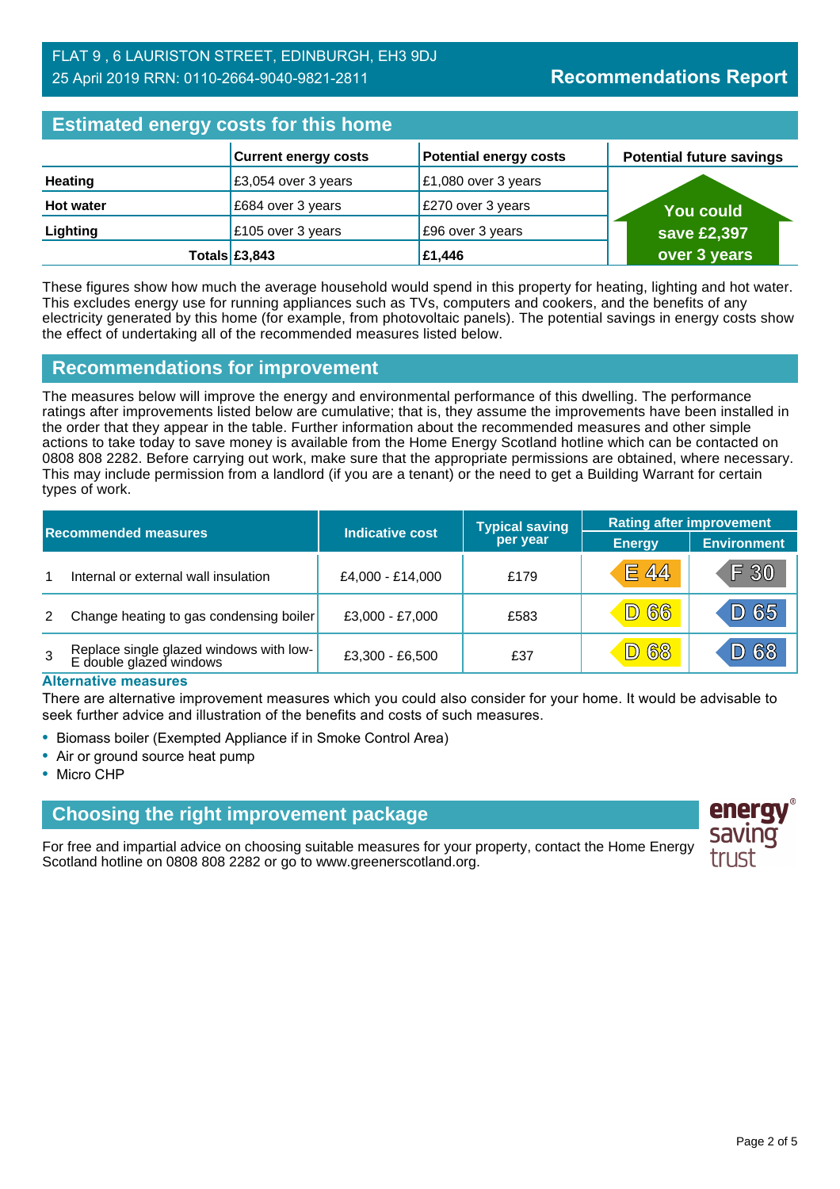FLAT 9 , 6 LAURISTON STREET, EDINBURGH, EH3 9DJ
25 April 2019 RRN: 0110-2664-9040-9821-2811

**Recommendations Report**

## Estimated energy costs for this home

| | Current energy costs | Potential energy costs | Potential future savings |
|---|---|---|---|
| **Heating** | £3,054 over 3 years | £1,080 over 3 years | You could save £2,397 over 3 years |
| **Hot water** | £684 over 3 years | £270 over 3 years | |
| **Lighting** | £105 over 3 years | £96 over 3 years | |
| **Totals** | **£3,843** | **£1,446** | |

These figures show how much the average household would spend in this property for heating, lighting and hot water. This excludes energy use for running appliances such as TVs, computers and cookers, and the benefits of any electricity generated by this home (for example, from photovoltaic panels). The potential savings in energy costs show the effect of undertaking all of the recommended measures listed below.

## Recommendations for improvement

The measures below will improve the energy and environmental performance of this dwelling. The performance ratings after improvements listed below are cumulative; that is, they assume the improvements have been installed in the order that they appear in the table. Further information about the recommended measures and other simple actions to take today to save money is available from the Home Energy Scotland hotline which can be contacted on 0808 808 2282. Before carrying out work, make sure that the appropriate permissions are obtained, where necessary. This may include permission from a landlord (if you are a tenant) or the need to get a Building Warrant for certain types of work.

| | Recommended measures | Indicative cost | Typical saving per year | Rating after improvement | |
|---|---|---|---|---|---|
| | | | | Energy | Environment |
| 1 | Internal or external wall insulation | £4,000 - £14,000 | £179 | E 44 | F 30 |
| 2 | Change heating to gas condensing boiler | £3,000 - £7,000 | £583 | D 66 | D 65 |
| 3 | Replace single glazed windows with low-E double glazed windows | £3,300 - £6,500 | £37 | D 68 | D 68 |

### Alternative measures

There are alternative improvement measures which you could also consider for your home. It would be advisable to seek further advice and illustration of the benefits and costs of such measures.

- Biomass boiler (Exempted Appliance if in Smoke Control Area)
- Air or ground source heat pump
- Micro CHP

## Choosing the right improvement package

For free and impartial advice on choosing suitable measures for your property, contact the Home Energy Scotland hotline on 0808 808 2282 or go to www.greenerscotland.org.

energy saving trust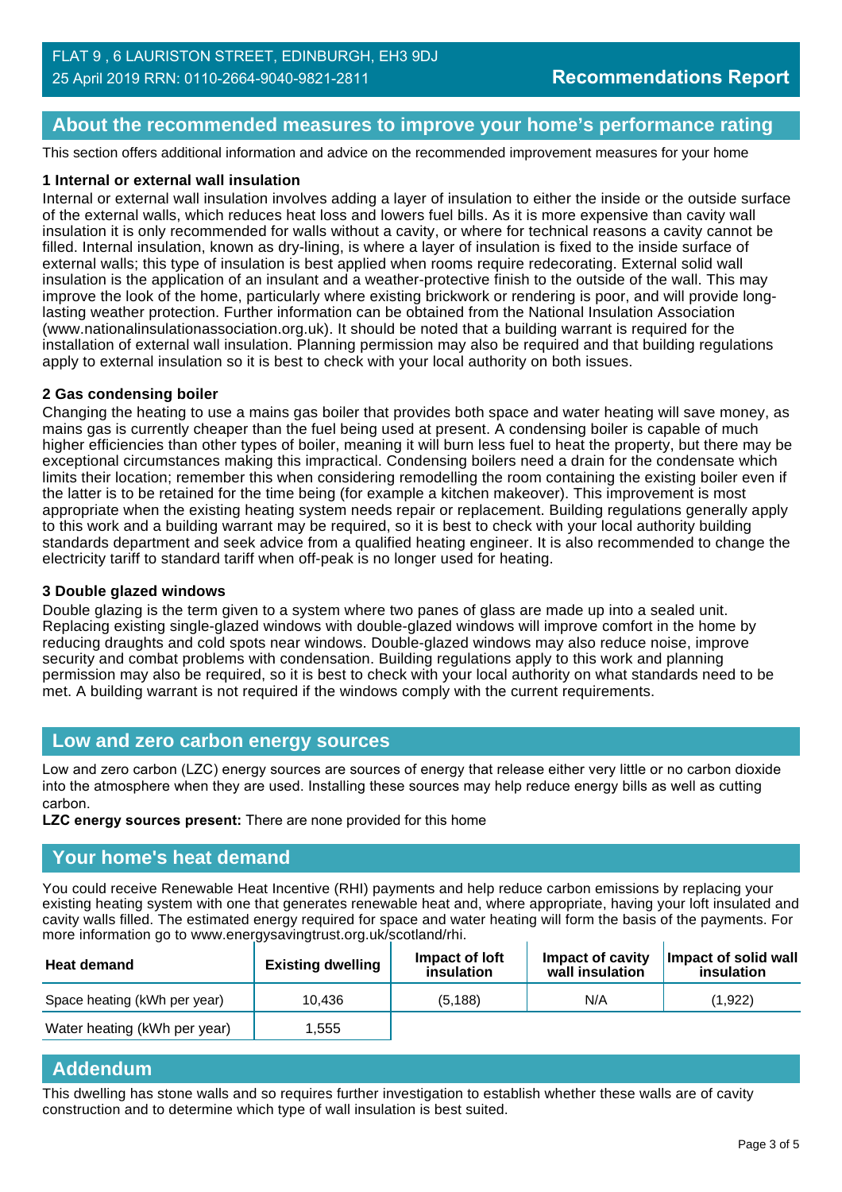## About the recommended measures to improve your home's performance rating

This section offers additional information and advice on the recommended improvement measures for your home

### 1 Internal or external wall insulation

Internal or external wall insulation involves adding a layer of insulation to either the inside or the outside surface of the external walls, which reduces heat loss and lowers fuel bills. As it is more expensive than cavity wall insulation it is only recommended for walls without a cavity, or where for technical reasons a cavity cannot be filled. Internal insulation, known as dry-lining, is where a layer of insulation is fixed to the inside surface of external walls; this type of insulation is best applied when rooms require redecorating. External solid wall insulation is the application of an insulant and a weather-protective finish to the outside of the wall. This may improve the look of the home, particularly where existing brickwork or rendering is poor, and will provide long-lasting weather protection. Further information can be obtained from the National Insulation Association (www.nationalinsulationassociation.org.uk). It should be noted that a building warrant is required for the installation of external wall insulation. Planning permission may also be required and that building regulations apply to external insulation so it is best to check with your local authority on both issues.

### 2 Gas condensing boiler

Changing the heating to use a mains gas boiler that provides both space and water heating will save money, as mains gas is currently cheaper than the fuel being used at present. A condensing boiler is capable of much higher efficiencies than other types of boiler, meaning it will burn less fuel to heat the property, but there may be exceptional circumstances making this impractical. Condensing boilers need a drain for the condensate which limits their location; remember this when considering remodelling the room containing the existing boiler even if the latter is to be retained for the time being (for example a kitchen makeover). This improvement is most appropriate when the existing heating system needs repair or replacement. Building regulations generally apply to this work and a building warrant may be required, so it is best to check with your local authority building standards department and seek advice from a qualified heating engineer. It is also recommended to change the electricity tariff to standard tariff when off-peak is no longer used for heating.

### 3 Double glazed windows

Double glazing is the term given to a system where two panes of glass are made up into a sealed unit. Replacing existing single-glazed windows with double-glazed windows will improve comfort in the home by reducing draughts and cold spots near windows. Double-glazed windows may also reduce noise, improve security and combat problems with condensation. Building regulations apply to this work and planning permission may also be required, so it is best to check with your local authority on what standards need to be met. A building warrant is not required if the windows comply with the current requirements.

## Low and zero carbon energy sources

Low and zero carbon (LZC) energy sources are sources of energy that release either very little or no carbon dioxide into the atmosphere when they are used. Installing these sources may help reduce energy bills as well as cutting carbon.

**LZC energy sources present:** There are none provided for this home

## Your home's heat demand

You could receive Renewable Heat Incentive (RHI) payments and help reduce carbon emissions by replacing your existing heating system with one that generates renewable heat and, where appropriate, having your loft insulated and cavity walls filled. The estimated energy required for space and water heating will form the basis of the payments. For more information go to www.energysavingtrust.org.uk/scotland/rhi.

| Heat demand | Existing dwelling | Impact of loft insulation | Impact of cavity wall insulation | Impact of solid wall insulation |
|---|---|---|---|---|
| Space heating (kWh per year) | 10,436 | (5,188) | N/A | (1,922) |
| Water heating (kWh per year) | 1,555 | | | |

## Addendum

This dwelling has stone walls and so requires further investigation to establish whether these walls are of cavity construction and to determine which type of wall insulation is best suited.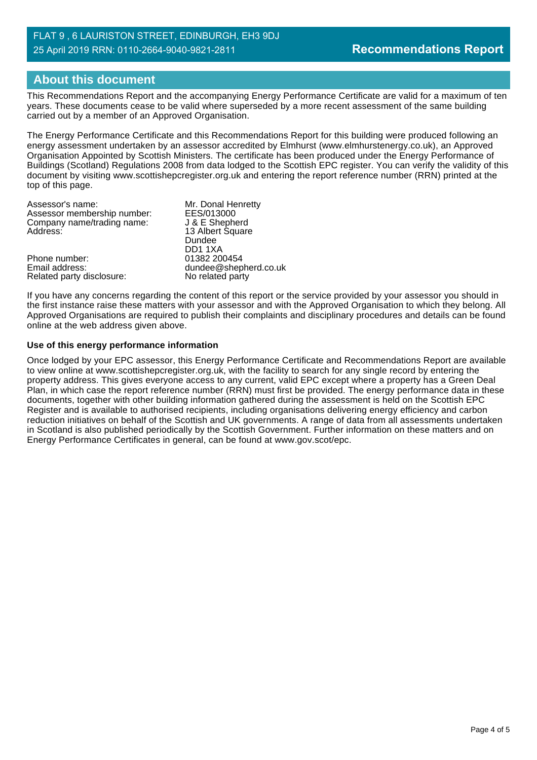## About this document

This Recommendations Report and the accompanying Energy Performance Certificate are valid for a maximum of ten years. These documents cease to be valid where superseded by a more recent assessment of the same building carried out by a member of an Approved Organisation.

The Energy Performance Certificate and this Recommendations Report for this building were produced following an energy assessment undertaken by an assessor accredited by Elmhurst (www.elmhurstenergy.co.uk), an Approved Organisation Appointed by Scottish Ministers. The certificate has been produced under the Energy Performance of Buildings (Scotland) Regulations 2008 from data lodged to the Scottish EPC register. You can verify the validity of this document by visiting www.scottishepcregister.org.uk and entering the report reference number (RRN) printed at the top of this page.

| | |
|---|---|
| Assessor's name: | Mr. Donal Henretty |
| Assessor membership number: | EES/013000 |
| Company name/trading name: | J & E Shepherd |
| Address: | 13 Albert Square<br>Dundee<br>DD1 1XA |
| Phone number: | 01382 200454 |
| Email address: | dundee@shepherd.co.uk |
| Related party disclosure: | No related party |

If you have any concerns regarding the content of this report or the service provided by your assessor you should in the first instance raise these matters with your assessor and with the Approved Organisation to which they belong. All Approved Organisations are required to publish their complaints and disciplinary procedures and details can be found online at the web address given above.

**Use of this energy performance information**

Once lodged by your EPC assessor, this Energy Performance Certificate and Recommendations Report are available to view online at www.scottishepcregister.org.uk, with the facility to search for any single record by entering the property address. This gives everyone access to any current, valid EPC except where a property has a Green Deal Plan, in which case the report reference number (RRN) must first be provided. The energy performance data in these documents, together with other building information gathered during the assessment is held on the Scottish EPC Register and is available to authorised recipients, including organisations delivering energy efficiency and carbon reduction initiatives on behalf of the Scottish and UK governments. A range of data from all assessments undertaken in Scotland is also published periodically by the Scottish Government. Further information on these matters and on Energy Performance Certificates in general, can be found at www.gov.scot/epc.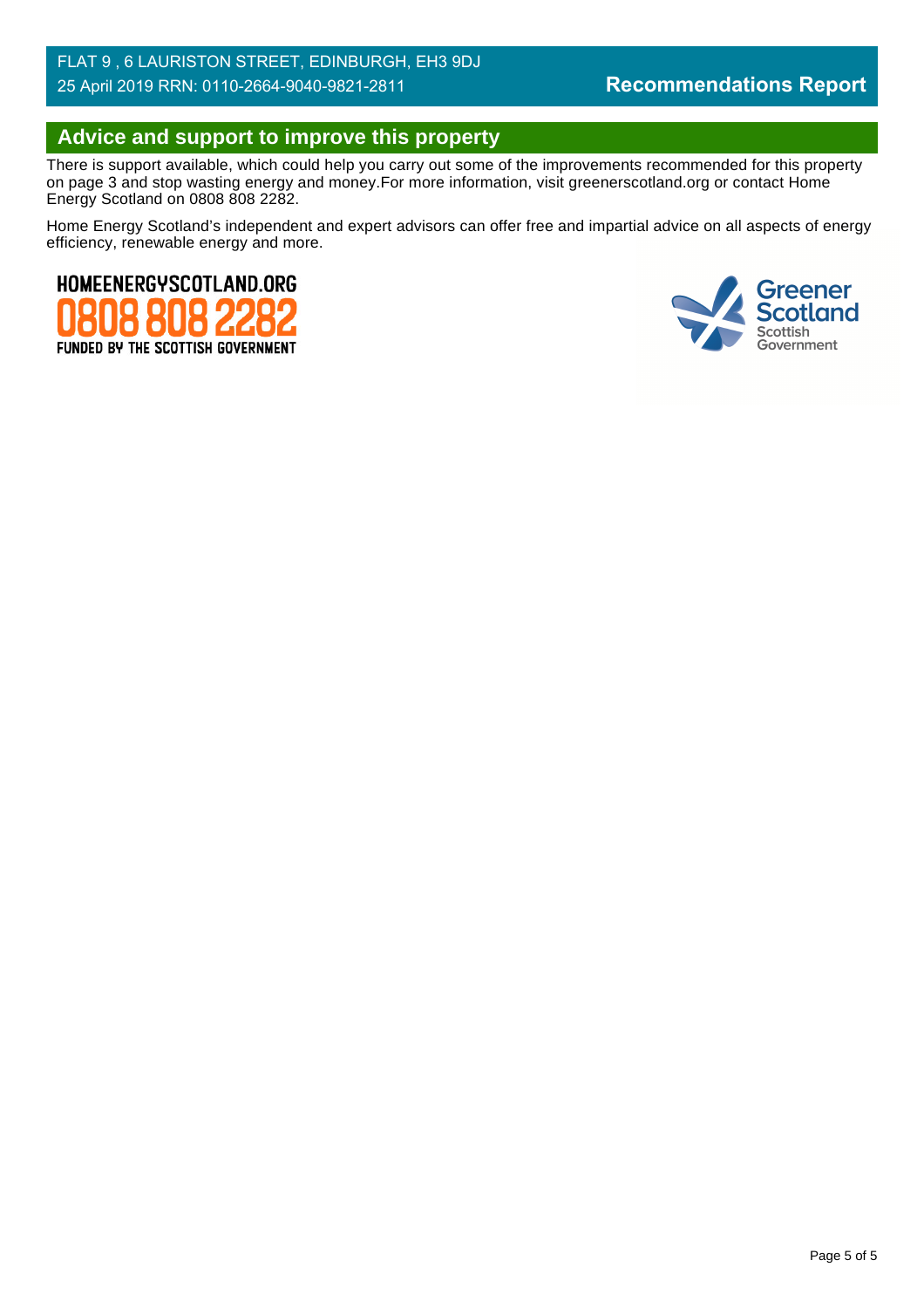## Advice and support to improve this property

There is support available, which could help you carry out some of the improvements recommended for this property on page 3 and stop wasting energy and money.For more information, visit greenerscotland.org or contact Home Energy Scotland on 0808 808 2282.

Home Energy Scotland's independent and expert advisors can offer free and impartial advice on all aspects of energy efficiency, renewable energy and more.

HOMEENERGYSCOTLAND.ORG
0808 808 2282
FUNDED BY THE SCOTTISH GOVERNMENT

Greener Scotland
Scottish Government